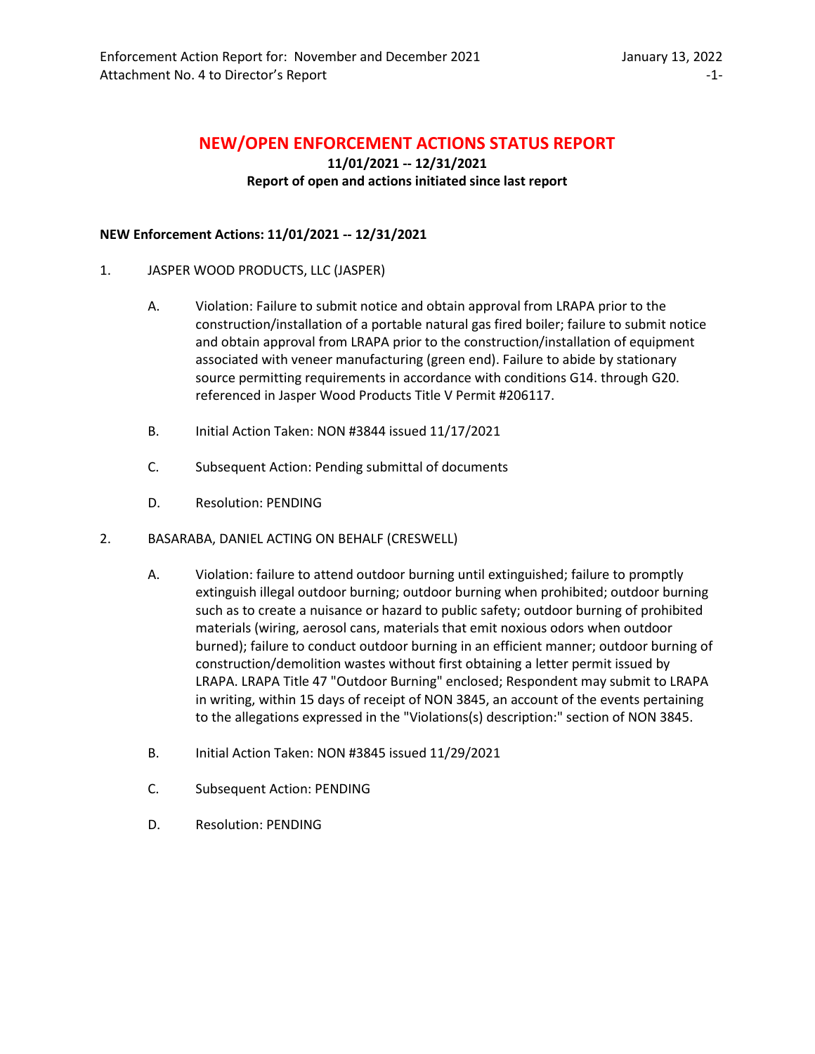# NEW/OPEN ENFORCEMENT ACTIONS STATUS REPORT

**11/01/2021 -- 12/31/2021**

**Report of open and actions initiated since last report**

**NEW Enforcement Actions: 11/01/2021 -- 12/31/2021**

1. JASPER WOOD PRODUCTS, LLC (JASPER)

   A. Violation: Failure to submit notice and obtain approval from LRAPA prior to the construction/installation of a portable natural gas fired boiler; failure to submit notice and obtain approval from LRAPA prior to the construction/installation of equipment associated with veneer manufacturing (green end). Failure to abide by stationary source permitting requirements in accordance with conditions G14. through G20. referenced in Jasper Wood Products Title V Permit #206117.

   B. Initial Action Taken: NON #3844 issued 11/17/2021

   C. Subsequent Action: Pending submittal of documents

   D. Resolution: PENDING

2. BASARABA, DANIEL ACTING ON BEHALF (CRESWELL)

   A. Violation: failure to attend outdoor burning until extinguished; failure to promptly extinguish illegal outdoor burning; outdoor burning when prohibited; outdoor burning such as to create a nuisance or hazard to public safety; outdoor burning of prohibited materials (wiring, aerosol cans, materials that emit noxious odors when outdoor burned); failure to conduct outdoor burning in an efficient manner; outdoor burning of construction/demolition wastes without first obtaining a letter permit issued by LRAPA. LRAPA Title 47 "Outdoor Burning" enclosed; Respondent may submit to LRAPA in writing, within 15 days of receipt of NON 3845, an account of the events pertaining to the allegations expressed in the "Violations(s) description:" section of NON 3845.

   B. Initial Action Taken: NON #3845 issued 11/29/2021

   C. Subsequent Action: PENDING

   D. Resolution: PENDING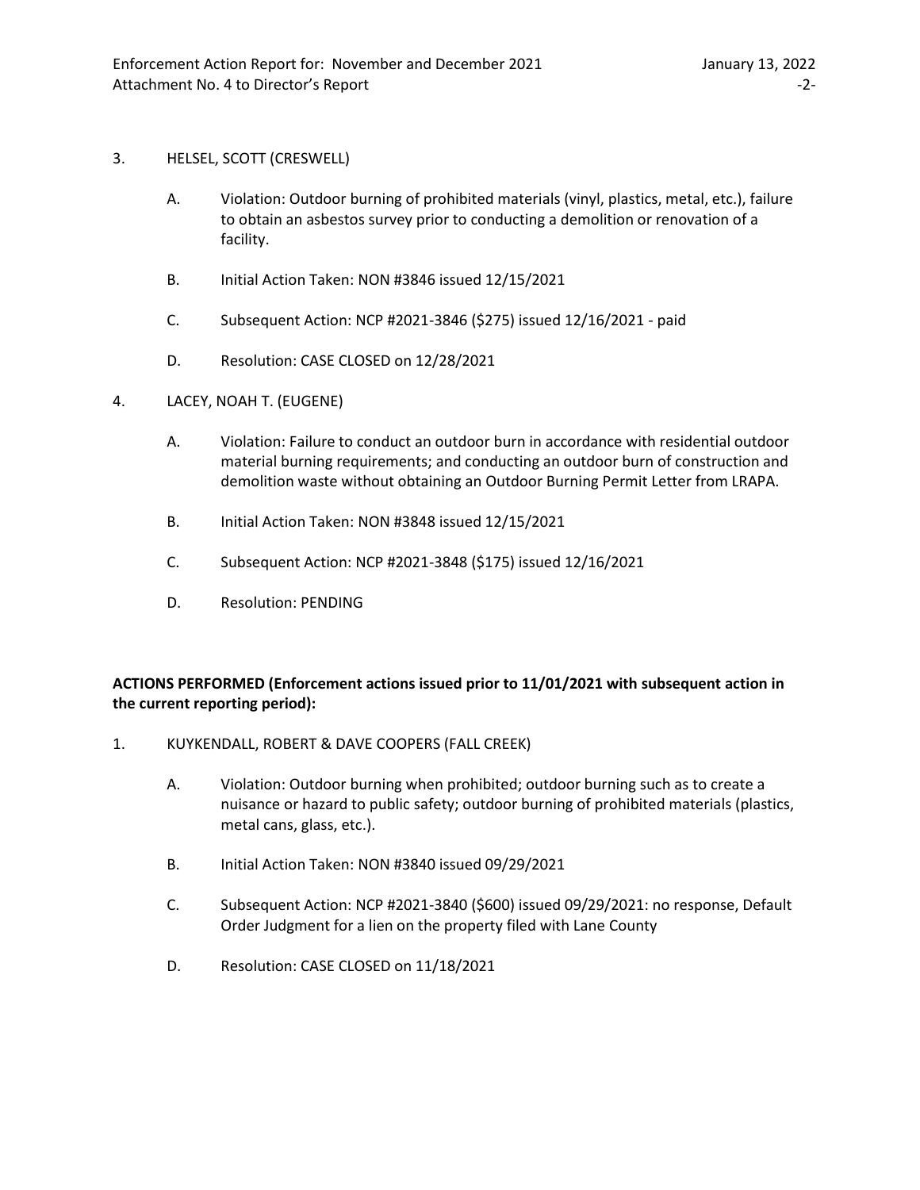3. HELSEL, SCOTT (CRESWELL)

   A. Violation: Outdoor burning of prohibited materials (vinyl, plastics, metal, etc.), failure to obtain an asbestos survey prior to conducting a demolition or renovation of a facility.

   B. Initial Action Taken: NON #3846 issued 12/15/2021

   C. Subsequent Action: NCP #2021-3846 ($275) issued 12/16/2021 - paid

   D. Resolution: CASE CLOSED on 12/28/2021

4. LACEY, NOAH T. (EUGENE)

   A. Violation: Failure to conduct an outdoor burn in accordance with residential outdoor material burning requirements; and conducting an outdoor burn of construction and demolition waste without obtaining an Outdoor Burning Permit Letter from LRAPA.

   B. Initial Action Taken: NON #3848 issued 12/15/2021

   C. Subsequent Action: NCP #2021-3848 ($175) issued 12/16/2021

   D. Resolution: PENDING

**ACTIONS PERFORMED (Enforcement actions issued prior to 11/01/2021 with subsequent action in the current reporting period):**

1. KUYKENDALL, ROBERT & DAVE COOPERS (FALL CREEK)

   A. Violation: Outdoor burning when prohibited; outdoor burning such as to create a nuisance or hazard to public safety; outdoor burning of prohibited materials (plastics, metal cans, glass, etc.).

   B. Initial Action Taken: NON #3840 issued 09/29/2021

   C. Subsequent Action: NCP #2021-3840 ($600) issued 09/29/2021: no response, Default Order Judgment for a lien on the property filed with Lane County

   D. Resolution: CASE CLOSED on 11/18/2021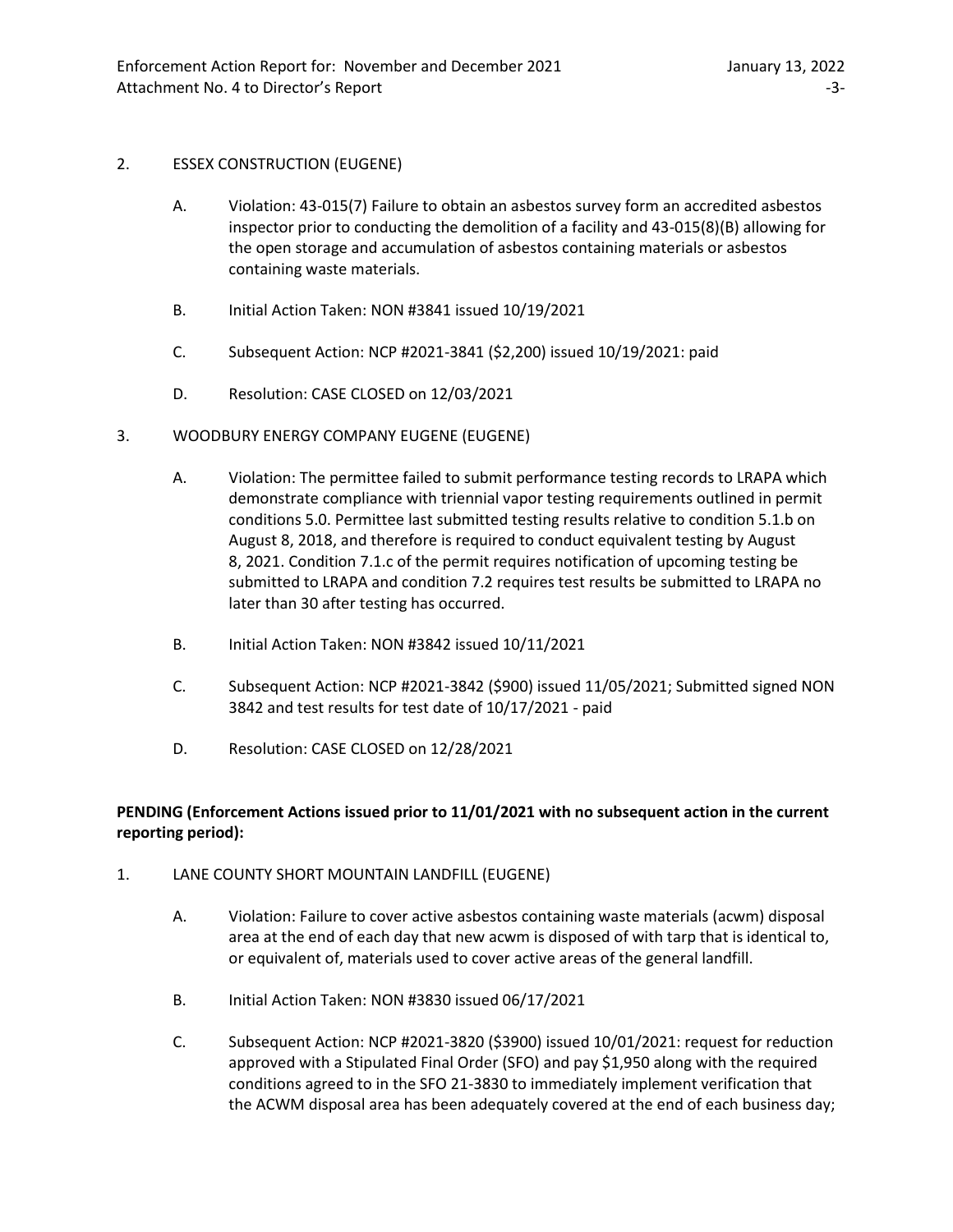2. ESSEX CONSTRUCTION (EUGENE)

   A. Violation: 43-015(7) Failure to obtain an asbestos survey form an accredited asbestos inspector prior to conducting the demolition of a facility and 43-015(8)(B) allowing for the open storage and accumulation of asbestos containing materials or asbestos containing waste materials.

   B. Initial Action Taken: NON #3841 issued 10/19/2021

   C. Subsequent Action: NCP #2021-3841 ($2,200) issued 10/19/2021: paid

   D. Resolution: CASE CLOSED on 12/03/2021

3. WOODBURY ENERGY COMPANY EUGENE (EUGENE)

   A. Violation: The permittee failed to submit performance testing records to LRAPA which demonstrate compliance with triennial vapor testing requirements outlined in permit conditions 5.0. Permittee last submitted testing results relative to condition 5.1.b on August 8, 2018, and therefore is required to conduct equivalent testing by August 8, 2021. Condition 7.1.c of the permit requires notification of upcoming testing be submitted to LRAPA and condition 7.2 requires test results be submitted to LRAPA no later than 30 after testing has occurred.

   B. Initial Action Taken: NON #3842 issued 10/11/2021

   C. Subsequent Action: NCP #2021-3842 ($900) issued 11/05/2021; Submitted signed NON 3842 and test results for test date of 10/17/2021 - paid

   D. Resolution: CASE CLOSED on 12/28/2021

**PENDING (Enforcement Actions issued prior to 11/01/2021 with no subsequent action in the current reporting period):**

1. LANE COUNTY SHORT MOUNTAIN LANDFILL (EUGENE)

   A. Violation: Failure to cover active asbestos containing waste materials (acwm) disposal area at the end of each day that new acwm is disposed of with tarp that is identical to, or equivalent of, materials used to cover active areas of the general landfill.

   B. Initial Action Taken: NON #3830 issued 06/17/2021

   C. Subsequent Action: NCP #2021-3820 ($3900) issued 10/01/2021: request for reduction approved with a Stipulated Final Order (SFO) and pay $1,950 along with the required conditions agreed to in the SFO 21-3830 to immediately implement verification that the ACWM disposal area has been adequately covered at the end of each business day;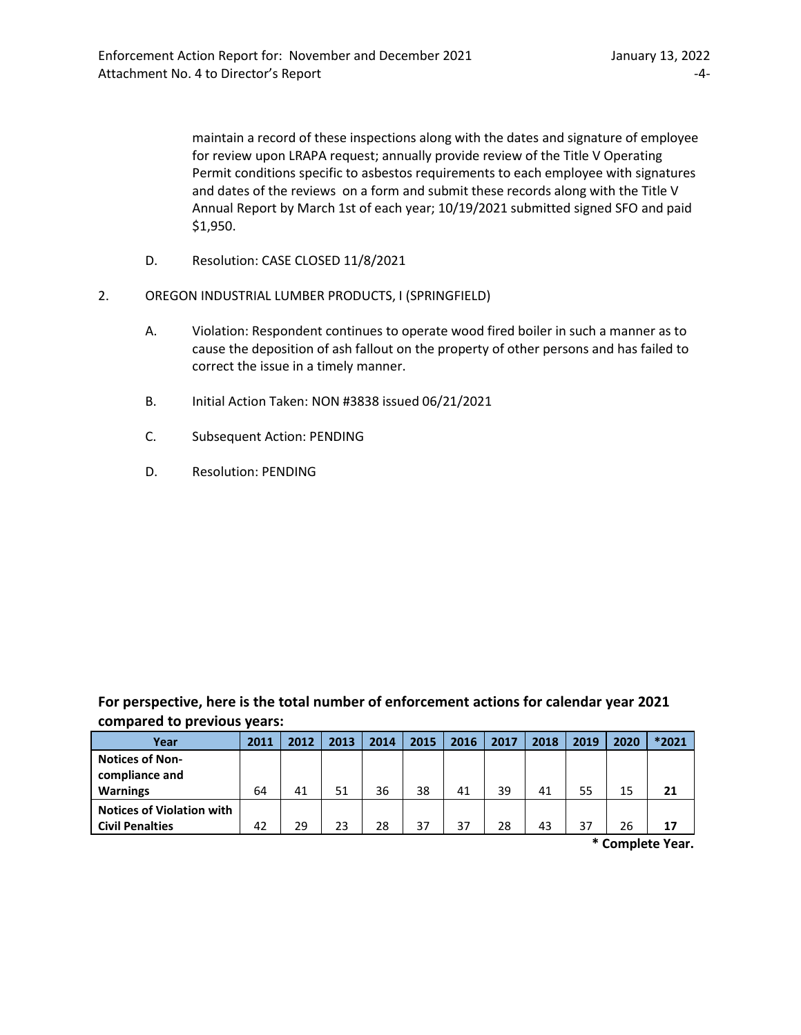maintain a record of these inspections along with the dates and signature of employee for review upon LRAPA request; annually provide review of the Title V Operating Permit conditions specific to asbestos requirements to each employee with signatures and dates of the reviews on a form and submit these records along with the Title V Annual Report by March 1st of each year; 10/19/2021 submitted signed SFO and paid $1,950.

D. Resolution: CASE CLOSED 11/8/2021

2. OREGON INDUSTRIAL LUMBER PRODUCTS, I (SPRINGFIELD)

A. Violation: Respondent continues to operate wood fired boiler in such a manner as to cause the deposition of ash fallout on the property of other persons and has failed to correct the issue in a timely manner.

B. Initial Action Taken: NON #3838 issued 06/21/2021

C. Subsequent Action: PENDING

D. Resolution: PENDING

**For perspective, here is the total number of enforcement actions for calendar year 2021 compared to previous years:**

| Year | 2011 | 2012 | 2013 | 2014 | 2015 | 2016 | 2017 | 2018 | 2019 | 2020 | *2021 |
|---|---|---|---|---|---|---|---|---|---|---|---|
| **Notices of Non-compliance and Warnings** | 64 | 41 | 51 | 36 | 38 | 41 | 39 | 41 | 55 | 15 | **21** |
| **Notices of Violation with Civil Penalties** | 42 | 29 | 23 | 28 | 37 | 37 | 28 | 43 | 37 | 26 | **17** |

**\* Complete Year.**